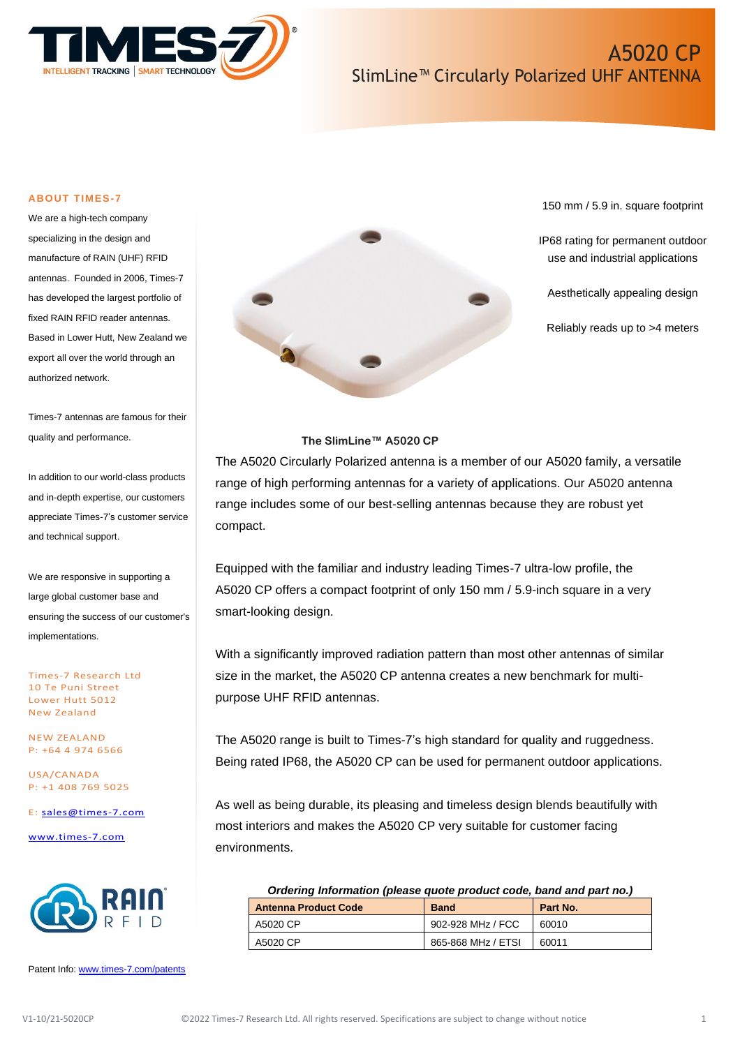# A5020 CP

## SlimLine™ Circularly Polarized UHF ANTENNA

### ABOUT TIMES-7

We are a high-tech company specializing in the design and manufacture of RAIN (UHF) RFID antennas. Founded in 2006, Times-7 has developed the largest portfolio of fixed RAIN RFID reader antennas. Based in Lower Hutt, New Zealand we export all over the world through an authorized network.

Times-7 antennas are famous for their quality and performance.

In addition to our world-class products and in-depth expertise, our customers appreciate Times-7's customer service and technical support.

We are responsive in supporting a large global customer base and ensuring the success of our customer's implementations.

Times-7 Research Ltd
10 Te Puni Street
Lower Hutt 5012
New Zealand

NEW ZEALAND
P: +64 4 974 6566

USA/CANADA
P: +1 408 769 5025

E: sales@times-7.com

www.times-7.com

Patent Info: www.times-7.com/patents

---

- 150 mm / 5.9 in. square footprint
- IP68 rating for permanent outdoor use and industrial applications
- Aesthetically appealing design
- Reliably reads up to >4 meters

**The SlimLine™ A5020 CP**

The A5020 Circularly Polarized antenna is a member of our A5020 family, a versatile range of high performing antennas for a variety of applications. Our A5020 antenna range includes some of our best-selling antennas because they are robust yet compact.

Equipped with the familiar and industry leading Times-7 ultra-low profile, the A5020 CP offers a compact footprint of only 150 mm / 5.9-inch square in a very smart-looking design.

With a significantly improved radiation pattern than most other antennas of similar size in the market, the A5020 CP antenna creates a new benchmark for multi-purpose UHF RFID antennas.

The A5020 range is built to Times-7's high standard for quality and ruggedness. Being rated IP68, the A5020 CP can be used for permanent outdoor applications.

As well as being durable, its pleasing and timeless design blends beautifully with most interiors and makes the A5020 CP very suitable for customer facing environments.

***Ordering Information (please quote product code, band and part no.)***

| Antenna Product Code | Band | Part No. |
|---|---|---|
| A5020 CP | 902-928 MHz / FCC | 60010 |
| A5020 CP | 865-868 MHz / ETSI | 60011 |

V1-10/21-5020CP ©2022 Times-7 Research Ltd. All rights reserved. Specifications are subject to change without notice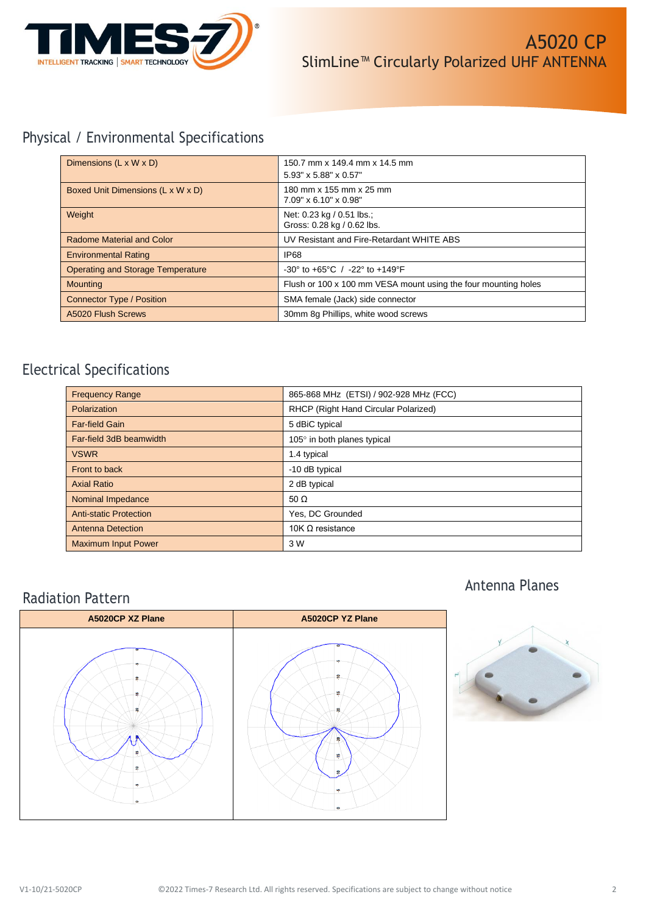# A5020 CP

SlimLine™ Circularly Polarized UHF ANTENNA

## Physical / Environmental Specifications

| | |
|---|---|
| Dimensions (L x W x D) | 150.7 mm x 149.4 mm x 14.5 mm<br>5.93" x 5.88" x 0.57" |
| Boxed Unit Dimensions (L x W x D) | 180 mm x 155 mm x 25 mm<br>7.09" x 6.10" x 0.98" |
| Weight | Net: 0.23 kg / 0.51 lbs.;<br>Gross: 0.28 kg / 0.62 lbs. |
| Radome Material and Color | UV Resistant and Fire-Retardant WHITE ABS |
| Environmental Rating | IP68 |
| Operating and Storage Temperature | -30° to +65°C / -22° to +149°F |
| Mounting | Flush or 100 x 100 mm VESA mount using the four mounting holes |
| Connector Type / Position | SMA female (Jack) side connector |
| A5020 Flush Screws | 30mm 8g Phillips, white wood screws |

## Electrical Specifications

| | |
|---|---|
| Frequency Range | 865-868 MHz (ETSI) / 902-928 MHz (FCC) |
| Polarization | RHCP (Right Hand Circular Polarized) |
| Far-field Gain | 5 dBiC typical |
| Far-field 3dB beamwidth | 105° in both planes typical |
| VSWR | 1.4 typical |
| Front to back | -10 dB typical |
| Axial Ratio | 2 dB typical |
| Nominal Impedance | 50 Ω |
| Anti-static Protection | Yes, DC Grounded |
| Antenna Detection | 10K Ω resistance |
| Maximum Input Power | 3 W |

## Radiation Pattern

| A5020CP XZ Plane | A5020CP YZ Plane |
|---|---|
| | |

## Antenna Planes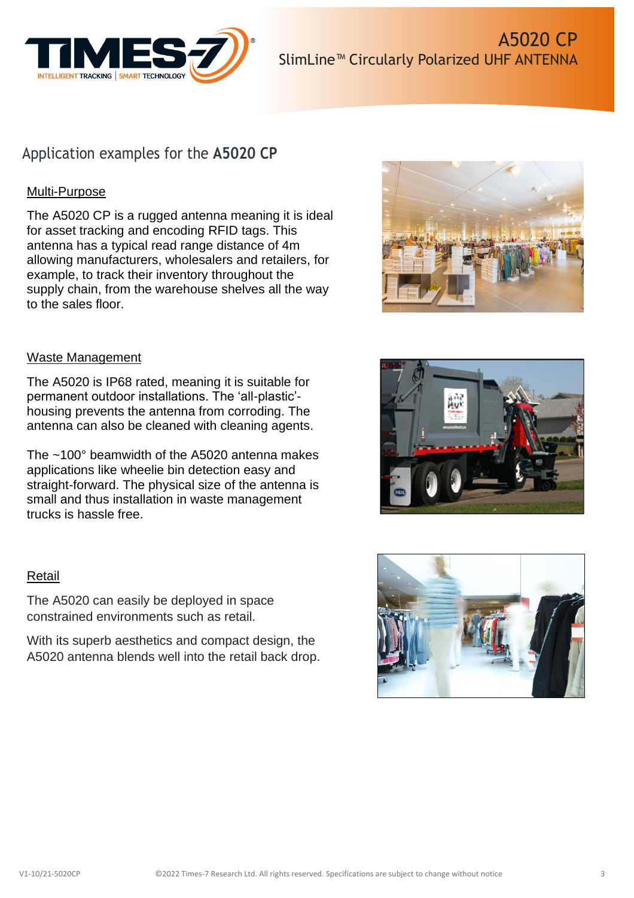# A5020 CP
SlimLine™ Circularly Polarized UHF ANTENNA

## Application examples for the **A5020 CP**

### Multi-Purpose

The A5020 CP is a rugged antenna meaning it is ideal for asset tracking and encoding RFID tags. This antenna has a typical read range distance of 4m allowing manufacturers, wholesalers and retailers, for example, to track their inventory throughout the supply chain, from the warehouse shelves all the way to the sales floor.

### Waste Management

The A5020 is IP68 rated, meaning it is suitable for permanent outdoor installations. The 'all-plastic'-housing prevents the antenna from corroding. The antenna can also be cleaned with cleaning agents.

The ~100° beamwidth of the A5020 antenna makes applications like wheelie bin detection easy and straight-forward. The physical size of the antenna is small and thus installation in waste management trucks is hassle free.

### Retail

The A5020 can easily be deployed in space constrained environments such as retail.

With its superb aesthetics and compact design, the A5020 antenna blends well into the retail back drop.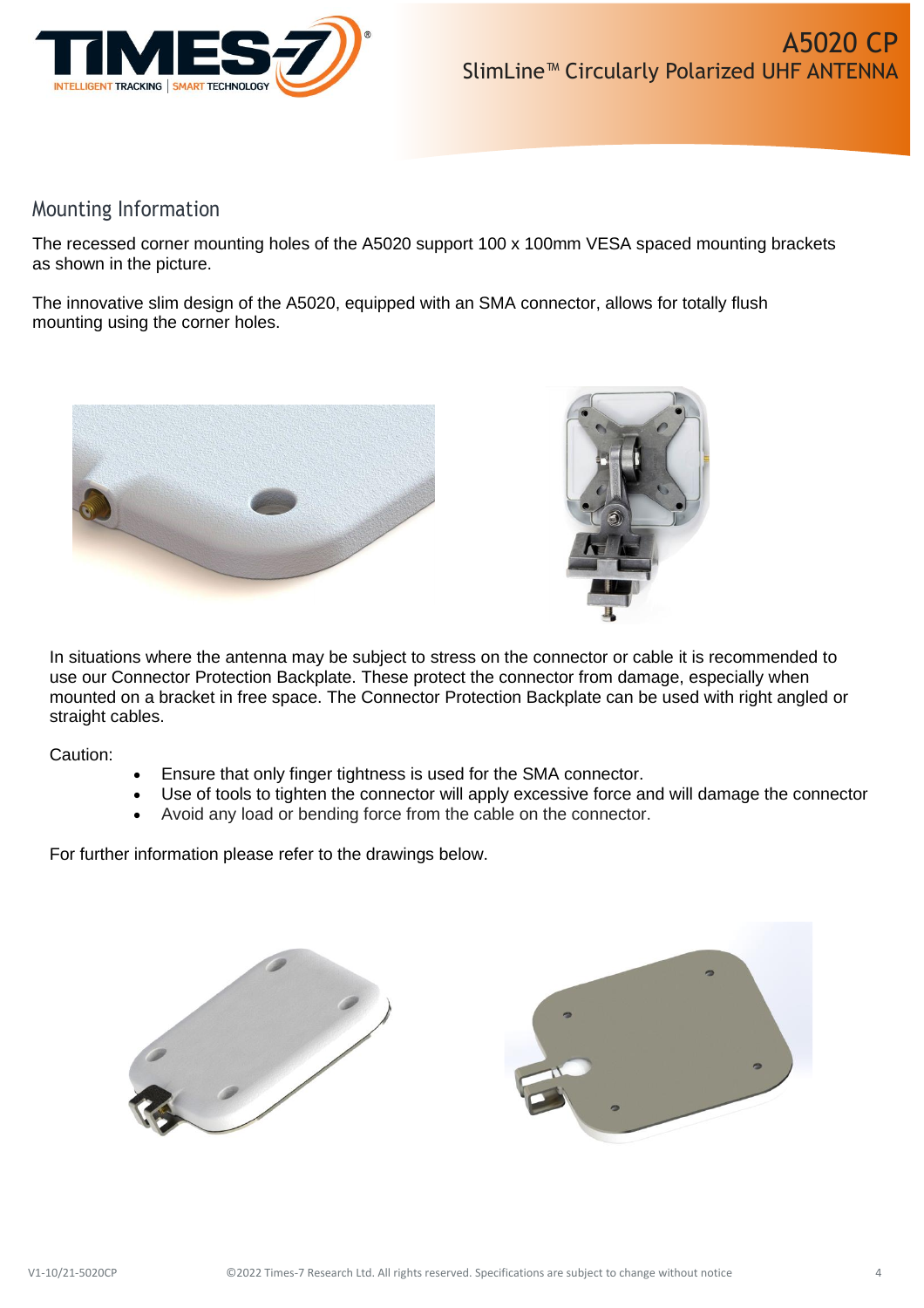## Mounting Information

The recessed corner mounting holes of the A5020 support 100 x 100mm VESA spaced mounting brackets as shown in the picture.

The innovative slim design of the A5020, equipped with an SMA connector, allows for totally flush mounting using the corner holes.

In situations where the antenna may be subject to stress on the connector or cable it is recommended to use our Connector Protection Backplate. These protect the connector from damage, especially when mounted on a bracket in free space. The Connector Protection Backplate can be used with right angled or straight cables.

Caution:

- Ensure that only finger tightness is used for the SMA connector.
- Use of tools to tighten the connector will apply excessive force and will damage the connector
- Avoid any load or bending force from the cable on the connector.

For further information please refer to the drawings below.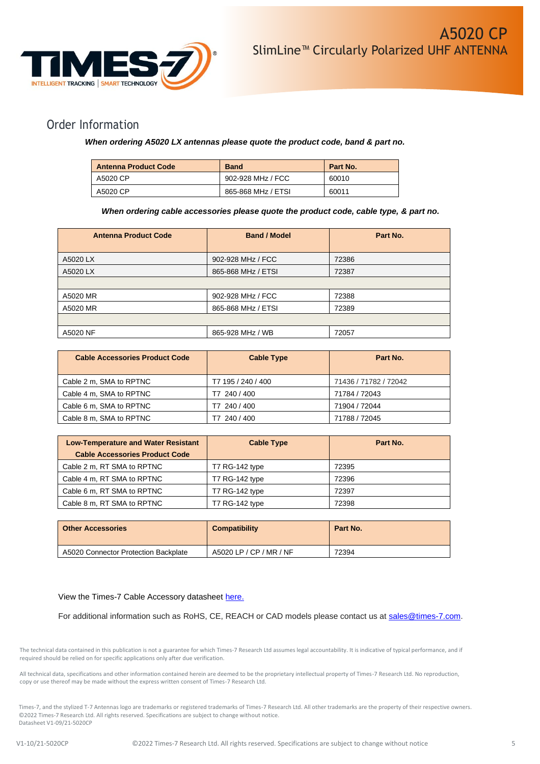## Order Information

***When ordering A5020 LX antennas please quote the product code, band & part no.***

| Antenna Product Code | Band | Part No. |
|---|---|---|
| A5020 CP | 902-928 MHz / FCC | 60010 |
| A5020 CP | 865-868 MHz / ETSI | 60011 |

***When ordering cable accessories please quote the product code, cable type, & part no.***

| Antenna Product Code | Band / Model | Part No. |
|---|---|---|
| A5020 LX | 902-928 MHz / FCC | 72386 |
| A5020 LX | 865-868 MHz / ETSI | 72387 |
| | | |
| A5020 MR | 902-928 MHz / FCC | 72388 |
| A5020 MR | 865-868 MHz / ETSI | 72389 |
| | | |
| A5020 NF | 865-928 MHz / WB | 72057 |

| Cable Accessories Product Code | Cable Type | Part No. |
|---|---|---|
| Cable 2 m, SMA to RPTNC | T7 195 / 240 / 400 | 71436 / 71782 / 72042 |
| Cable 4 m, SMA to RPTNC | T7 240 / 400 | 71784 / 72043 |
| Cable 6 m, SMA to RPTNC | T7 240 / 400 | 71904 / 72044 |
| Cable 8 m, SMA to RPTNC | T7 240 / 400 | 71788 / 72045 |

| Low-Temperature and Water Resistant Cable Accessories Product Code | Cable Type | Part No. |
|---|---|---|
| Cable 2 m, RT SMA to RPTNC | T7 RG-142 type | 72395 |
| Cable 4 m, RT SMA to RPTNC | T7 RG-142 type | 72396 |
| Cable 6 m, RT SMA to RPTNC | T7 RG-142 type | 72397 |
| Cable 8 m, RT SMA to RPTNC | T7 RG-142 type | 72398 |

| Other Accessories | Compatibility | Part No. |
|---|---|---|
| A5020 Connector Protection Backplate | A5020 LP / CP / MR / NF | 72394 |

View the Times-7 Cable Accessory datasheet here.

For additional information such as RoHS, CE, REACH or CAD models please contact us at sales@times-7.com.

The technical data contained in this publication is not a guarantee for which Times-7 Research Ltd assumes legal accountability. It is indicative of typical performance, and if required should be relied on for specific applications only after due verification.

All technical data, specifications and other information contained herein are deemed to be the proprietary intellectual property of Times-7 Research Ltd. No reproduction, copy or use thereof may be made without the express written consent of Times-7 Research Ltd.

Times-7, and the stylized T-7 Antennas logo are trademarks or registered trademarks of Times-7 Research Ltd. All other trademarks are the property of their respective owners. ©2022 Times-7 Research Ltd. All rights reserved. Specifications are subject to change without notice.
Datasheet V1-09/21-5020CP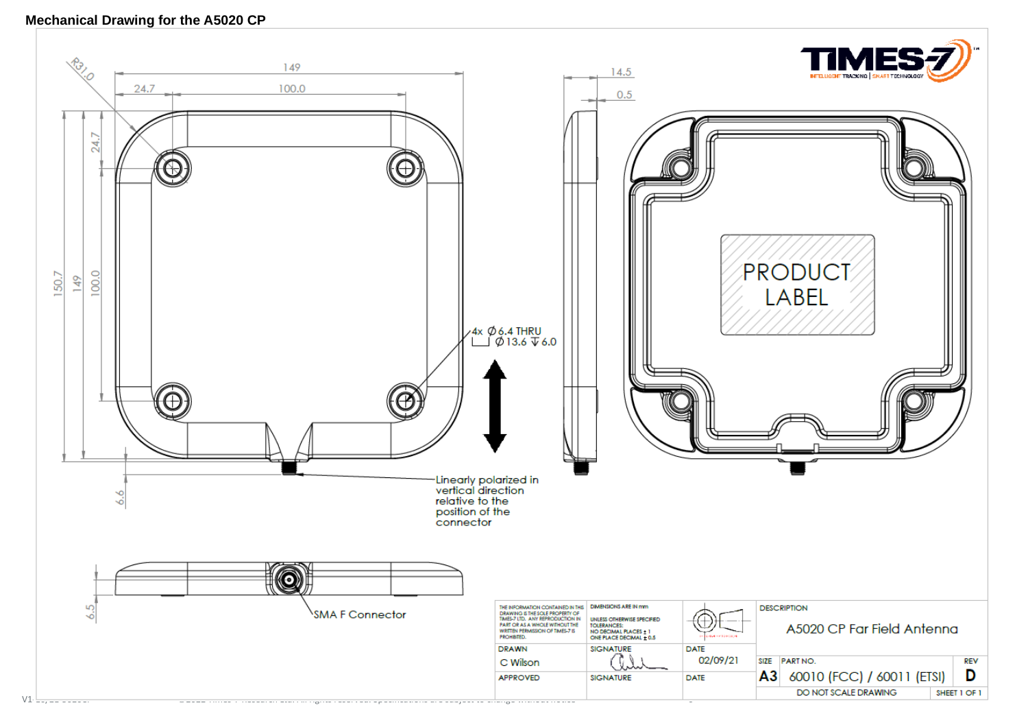## Mechanical Drawing for the A5020 CP

R31.0

149

24.7

100.0

14.5

0.5

24.7

150.7

149

100.0

4x ⌀ 6.4 THRU
⌴ ⌀ 13.6 ↧ 6.0

6.6

Linearly polarized in vertical direction relative to the position of the connector

PRODUCT LABEL

6.5

SMA F Connector

| THE INFORMATION CONTAINED IN THIS DRAWING IS THE SOLE PROPERTY OF TIMES-7 LTD. ANY REPRODUCTION IN PART OR AS A WHOLE WITHOUT THE WRITTEN PERMISSION OF TIMES-7 IS PROHIBITED. | DIMENSIONS ARE IN mm UNLESS OTHERWISE SPECIFIED TOLERANCES: NO DECIMAL PLACES ± 1 ONE PLACE DECIMAL ± 0.5 | | DESCRIPTION | | |
|---|---|---|---|---|---|
| | | | A5020 CP Far Field Antenna | | |
| DRAWN | SIGNATURE | DATE | SIZE | PART NO. | REV |
| C Wilson | | 02/09/21 | A3 | 60010 (FCC) / 60011 (ETSI) | D |
| APPROVED | SIGNATURE | DATE | DO NOT SCALE DRAWING | | SHEET 1 OF 1 |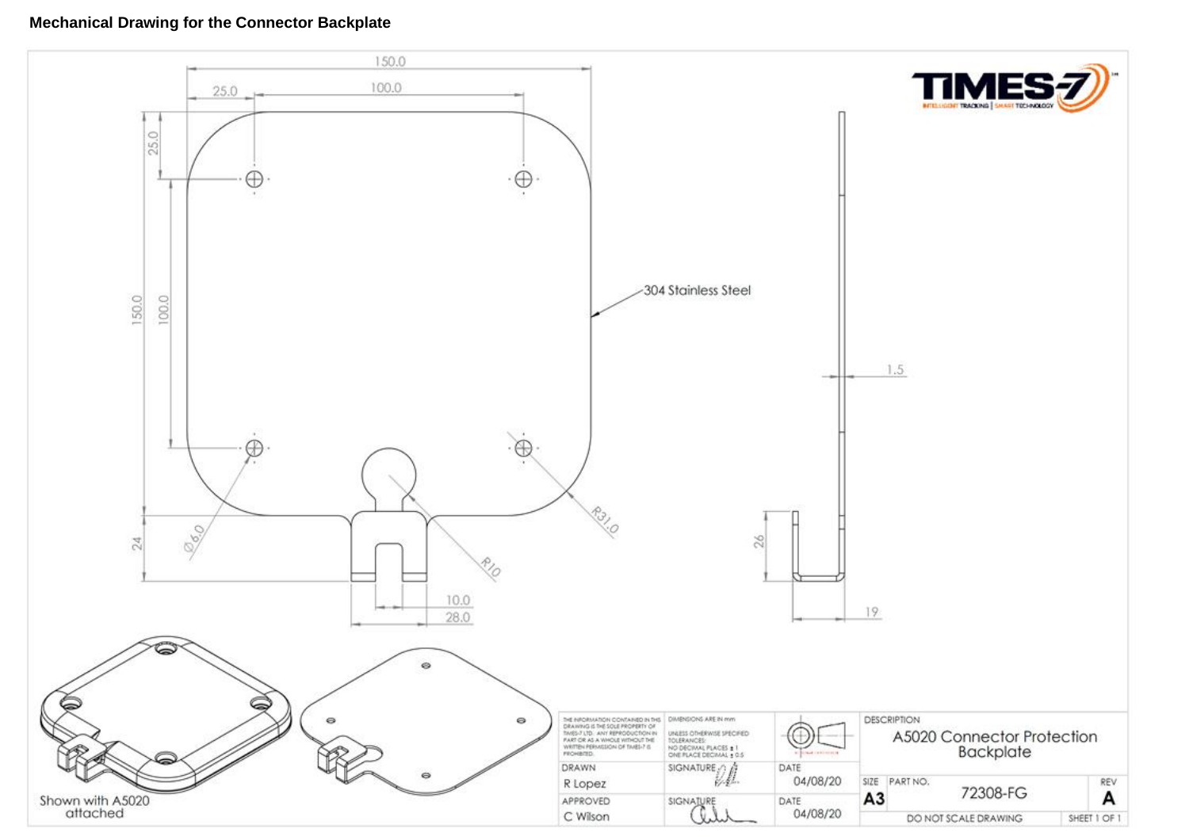**Mechanical Drawing for the Connector Backplate**

150.0

25.0

100.0

25.0

150.0

100.0

24

Ø6.0

R31.0

R10

10.0

28.0

304 Stainless Steel

1.5

26

19

TIMES-7

INTELLIGENT TRACKING | SMART TECHNOLOGY

Shown with A5020 attached

THE INFORMATION CONTAINED IN THIS DRAWING IS THE SOLE PROPERTY OF TIMES-7 LTD. ANY REPRODUCTION IN PART OR AS A WHOLE WITHOUT THE WRITTEN PERMISSION OF TIMES-7 IS PROHIBITED.

DIMENSIONS ARE IN mm

UNLESS OTHERWISE SPECIFIED TOLERANCES:
NO DECIMAL PLACES ± 1
ONE PLACE DECIMAL ± 0.5

| | | | |
|---|---|---|---|
| DRAWN | SIGNATURE | DATE | |
| R Lopez | | 04/08/20 | |
| APPROVED | SIGNATURE | DATE | |
| C Wilson | | 04/08/20 | |

DESCRIPTION

A5020 Connector Protection Backplate

| SIZE | PART NO. | REV |
|---|---|---|
| A3 | 72308-FG | A |

DO NOT SCALE DRAWING

SHEET 1 OF 1